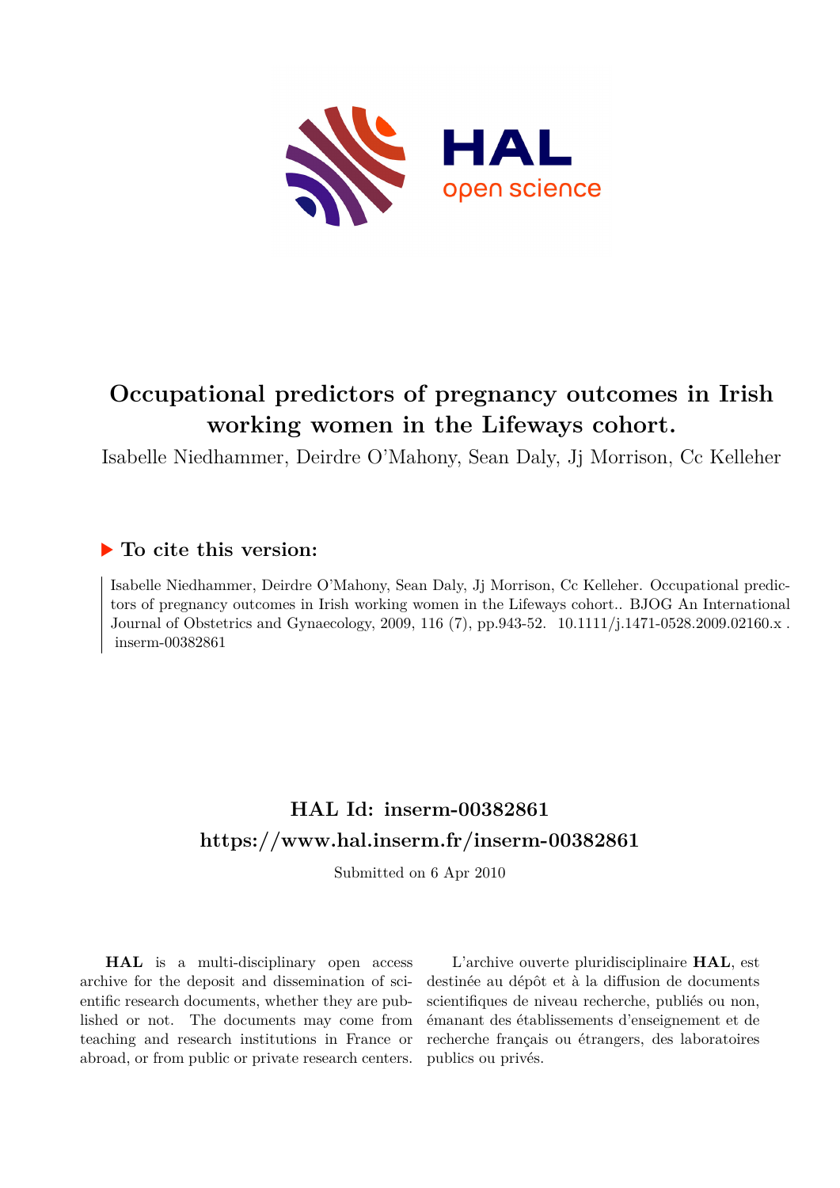# Occupational predictors of pregnancy outcomes in Irish working women in the Lifeways cohort.

Isabelle Niedhammer, Deirdre O'Mahony, Sean Daly, Jj Morrison, Cc Kelleher

## To cite this version:

Isabelle Niedhammer, Deirdre O'Mahony, Sean Daly, Jj Morrison, Cc Kelleher. Occupational predictors of pregnancy outcomes in Irish working women in the Lifeways cohort.. BJOG An International Journal of Obstetrics and Gynaecology, 2009, 116 (7), pp.943-52. 10.1111/j.1471-0528.2009.02160.x . inserm-00382861

## HAL Id: inserm-00382861

## https://www.hal.inserm.fr/inserm-00382861

Submitted on 6 Apr 2010

**HAL** is a multi-disciplinary open access archive for the deposit and dissemination of scientific research documents, whether they are published or not. The documents may come from teaching and research institutions in France or abroad, or from public or private research centers.

L'archive ouverte pluridisciplinaire **HAL**, est destinée au dépôt et à la diffusion de documents scientifiques de niveau recherche, publiés ou non, émanant des établissements d'enseignement et de recherche français ou étrangers, des laboratoires publics ou privés.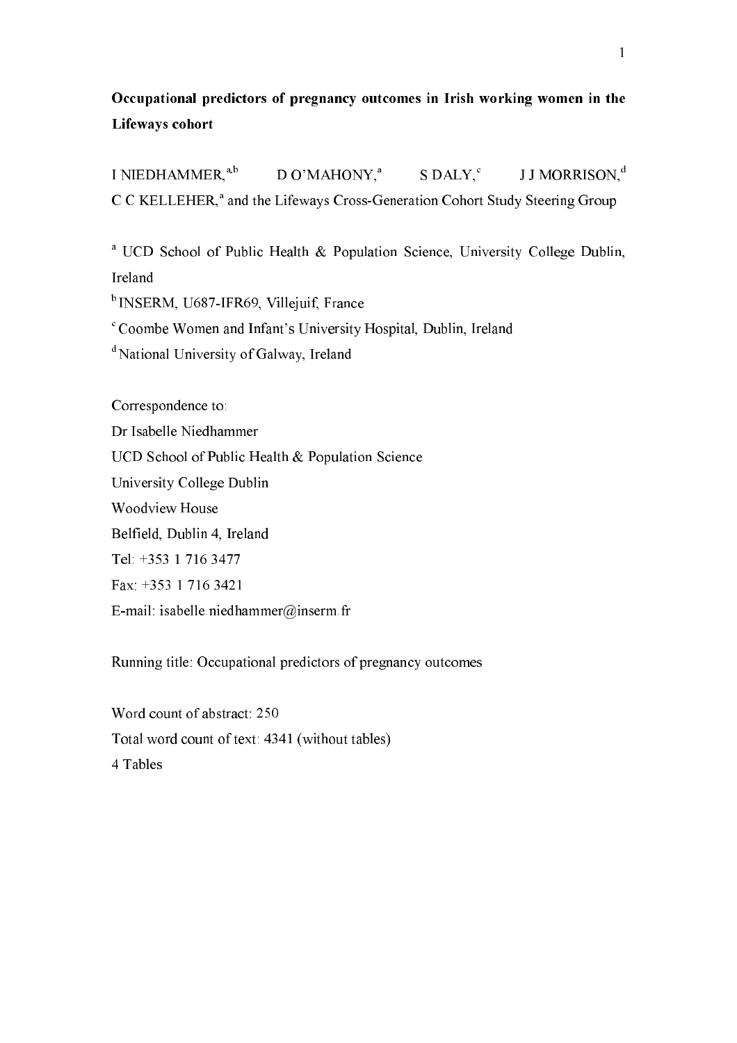**Occupational predictors of pregnancy outcomes in Irish working women in the Lifeways cohort**

I NIEDHAMMER,[a,b] D O'MAHONY,[a] S DALY,[c] J J MORRISON,[d] C C KELLEHER,[a] and the Lifeways Cross-Generation Cohort Study Steering Group

[a] UCD School of Public Health & Population Science, University College Dublin, Ireland

[b] INSERM, U687-IFR69, Villejuif, France

[c] Coombe Women and Infant's University Hospital, Dublin, Ireland

[d] National University of Galway, Ireland

Correspondence to:
Dr Isabelle Niedhammer
UCD School of Public Health & Population Science
University College Dublin
Woodview House
Belfield, Dublin 4, Ireland
Tel: +353 1 716 3477
Fax: +353 1 716 3421
E-mail: isabelle.niedhammer@inserm.fr

Running title: Occupational predictors of pregnancy outcomes

Word count of abstract: 250
Total word count of text: 4341 (without tables)
4 Tables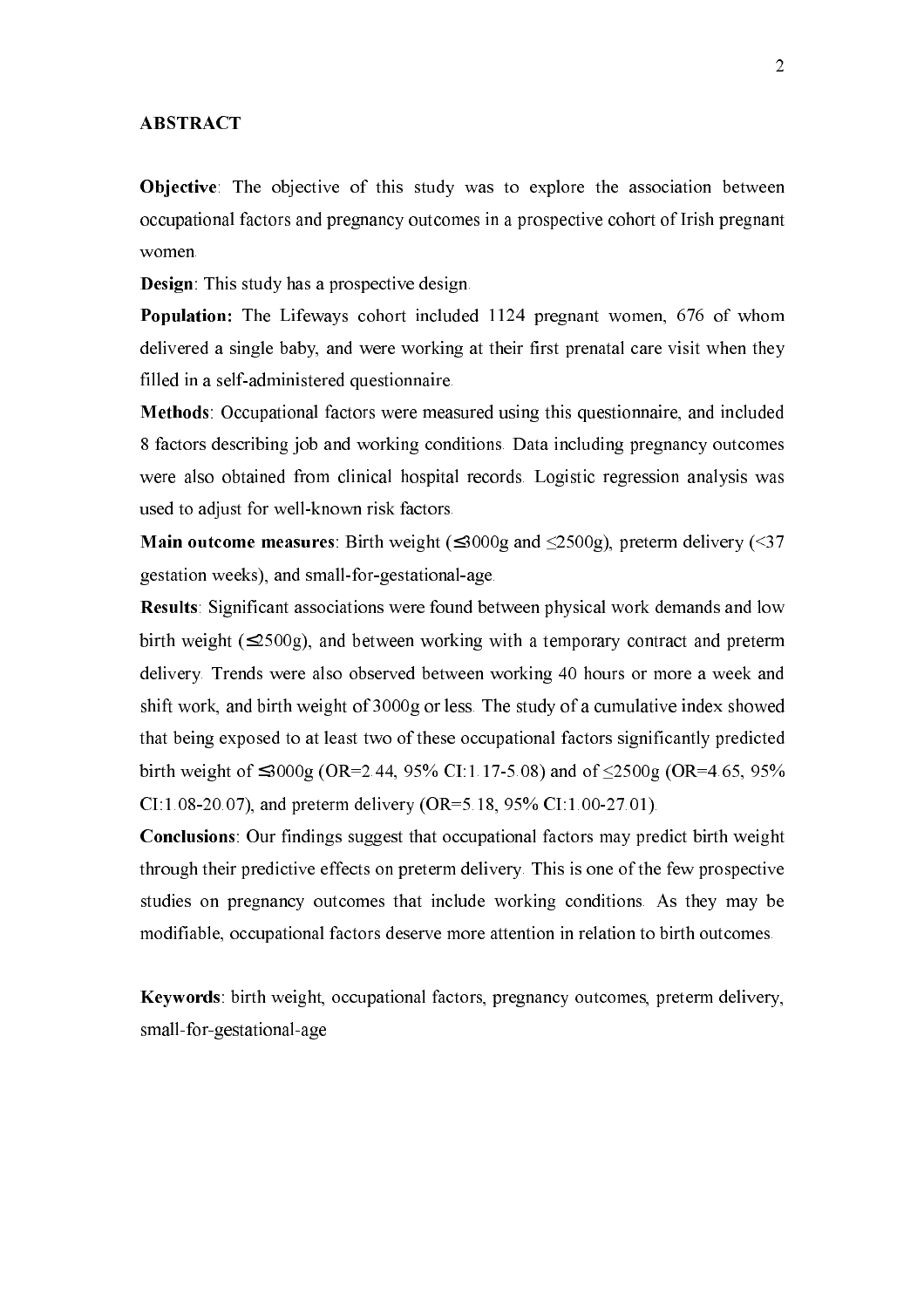## ABSTRACT

**Objective**: The objective of this study was to explore the association between occupational factors and pregnancy outcomes in a prospective cohort of Irish pregnant women.

**Design**: This study has a prospective design.

**Population:** The Lifeways cohort included 1124 pregnant women, 676 of whom delivered a single baby, and were working at their first prenatal care visit when they filled in a self-administered questionnaire.

**Methods**: Occupational factors were measured using this questionnaire, and included 8 factors describing job and working conditions. Data including pregnancy outcomes were also obtained from clinical hospital records. Logistic regression analysis was used to adjust for well-known risk factors.

**Main outcome measures**: Birth weight (≤3000g and ≤2500g), preterm delivery (<37 gestation weeks), and small-for-gestational-age.

**Results**: Significant associations were found between physical work demands and low birth weight (≤2500g), and between working with a temporary contract and preterm delivery. Trends were also observed between working 40 hours or more a week and shift work, and birth weight of 3000g or less. The study of a cumulative index showed that being exposed to at least two of these occupational factors significantly predicted birth weight of ≤3000g (OR=2.44, 95% CI:1.17-5.08) and of ≤2500g (OR=4.65, 95% CI:1.08-20.07), and preterm delivery (OR=5.18, 95% CI:1.00-27.01).

**Conclusions**: Our findings suggest that occupational factors may predict birth weight through their predictive effects on preterm delivery. This is one of the few prospective studies on pregnancy outcomes that include working conditions. As they may be modifiable, occupational factors deserve more attention in relation to birth outcomes.

**Keywords**: birth weight, occupational factors, pregnancy outcomes, preterm delivery, small-for-gestational-age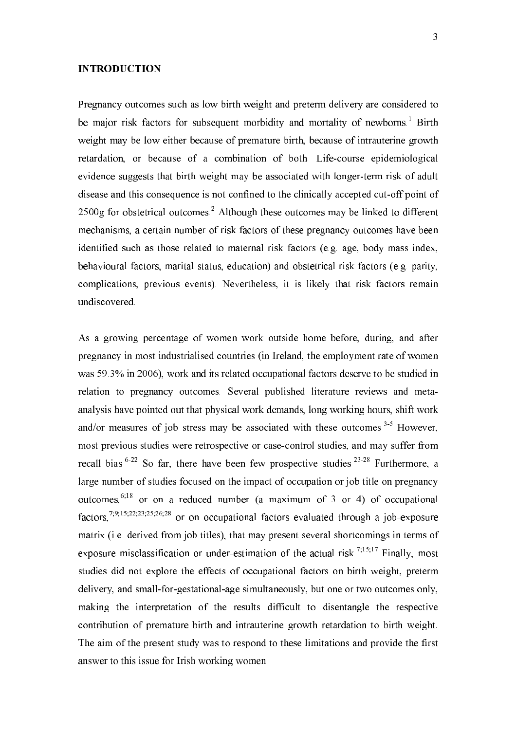## INTRODUCTION

Pregnancy outcomes such as low birth weight and preterm delivery are considered to be major risk factors for subsequent morbidity and mortality of newborns.[1] Birth weight may be low either because of premature birth, because of intrauterine growth retardation, or because of a combination of both. Life-course epidemiological evidence suggests that birth weight may be associated with longer-term risk of adult disease and this consequence is not confined to the clinically accepted cut-off point of 2500g for obstetrical outcomes.[2] Although these outcomes may be linked to different mechanisms, a certain number of risk factors of these pregnancy outcomes have been identified such as those related to maternal risk factors (e.g. age, body mass index, behavioural factors, marital status, education) and obstetrical risk factors (e.g. parity, complications, previous events). Nevertheless, it is likely that risk factors remain undiscovered.

As a growing percentage of women work outside home before, during, and after pregnancy in most industrialised countries (in Ireland, the employment rate of women was 59.3% in 2006), work and its related occupational factors deserve to be studied in relation to pregnancy outcomes. Several published literature reviews and meta-analysis have pointed out that physical work demands, long working hours, shift work and/or measures of job stress may be associated with these outcomes.[3-5] However, most previous studies were retrospective or case-control studies, and may suffer from recall bias.[6-22] So far, there have been few prospective studies.[23-28] Furthermore, a large number of studies focused on the impact of occupation or job title on pregnancy outcomes,[6;18] or on a reduced number (a maximum of 3 or 4) of occupational factors,[7;9;15;22;23;25;26;28] or on occupational factors evaluated through a job-exposure matrix (i.e. derived from job titles), that may present several shortcomings in terms of exposure misclassification or under-estimation of the actual risk.[7;15;17] Finally, most studies did not explore the effects of occupational factors on birth weight, preterm delivery, and small-for-gestational-age simultaneously, but one or two outcomes only, making the interpretation of the results difficult to disentangle the respective contribution of premature birth and intrauterine growth retardation to birth weight. The aim of the present study was to respond to these limitations and provide the first answer to this issue for Irish working women.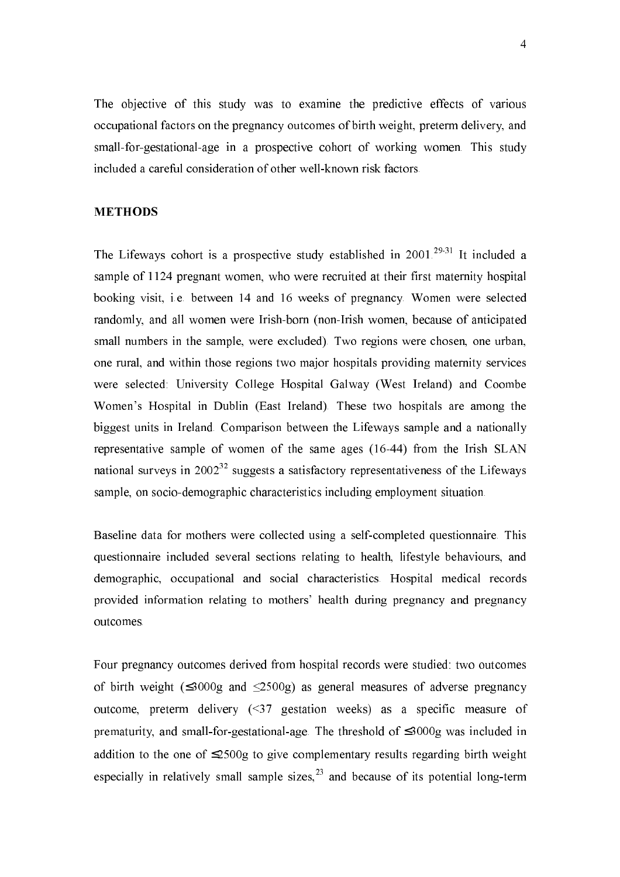The objective of this study was to examine the predictive effects of various occupational factors on the pregnancy outcomes of birth weight, preterm delivery, and small-for-gestational-age in a prospective cohort of working women. This study included a careful consideration of other well-known risk factors.

## METHODS

The Lifeways cohort is a prospective study established in 2001.[29-31] It included a sample of 1124 pregnant women, who were recruited at their first maternity hospital booking visit, i.e. between 14 and 16 weeks of pregnancy. Women were selected randomly, and all women were Irish-born (non-Irish women, because of anticipated small numbers in the sample, were excluded). Two regions were chosen, one urban, one rural, and within those regions two major hospitals providing maternity services were selected: University College Hospital Galway (West Ireland) and Coombe Women's Hospital in Dublin (East Ireland). These two hospitals are among the biggest units in Ireland. Comparison between the Lifeways sample and a nationally representative sample of women of the same ages (16-44) from the Irish SLAN national surveys in 2002[32] suggests a satisfactory representativeness of the Lifeways sample, on socio-demographic characteristics including employment situation.

Baseline data for mothers were collected using a self-completed questionnaire. This questionnaire included several sections relating to health, lifestyle behaviours, and demographic, occupational and social characteristics. Hospital medical records provided information relating to mothers' health during pregnancy and pregnancy outcomes.

Four pregnancy outcomes derived from hospital records were studied: two outcomes of birth weight (≤3000g and ≤2500g) as general measures of adverse pregnancy outcome, preterm delivery (<37 gestation weeks) as a specific measure of prematurity, and small-for-gestational-age. The threshold of ≤3000g was included in addition to the one of ≤2500g to give complementary results regarding birth weight especially in relatively small sample sizes,[23] and because of its potential long-term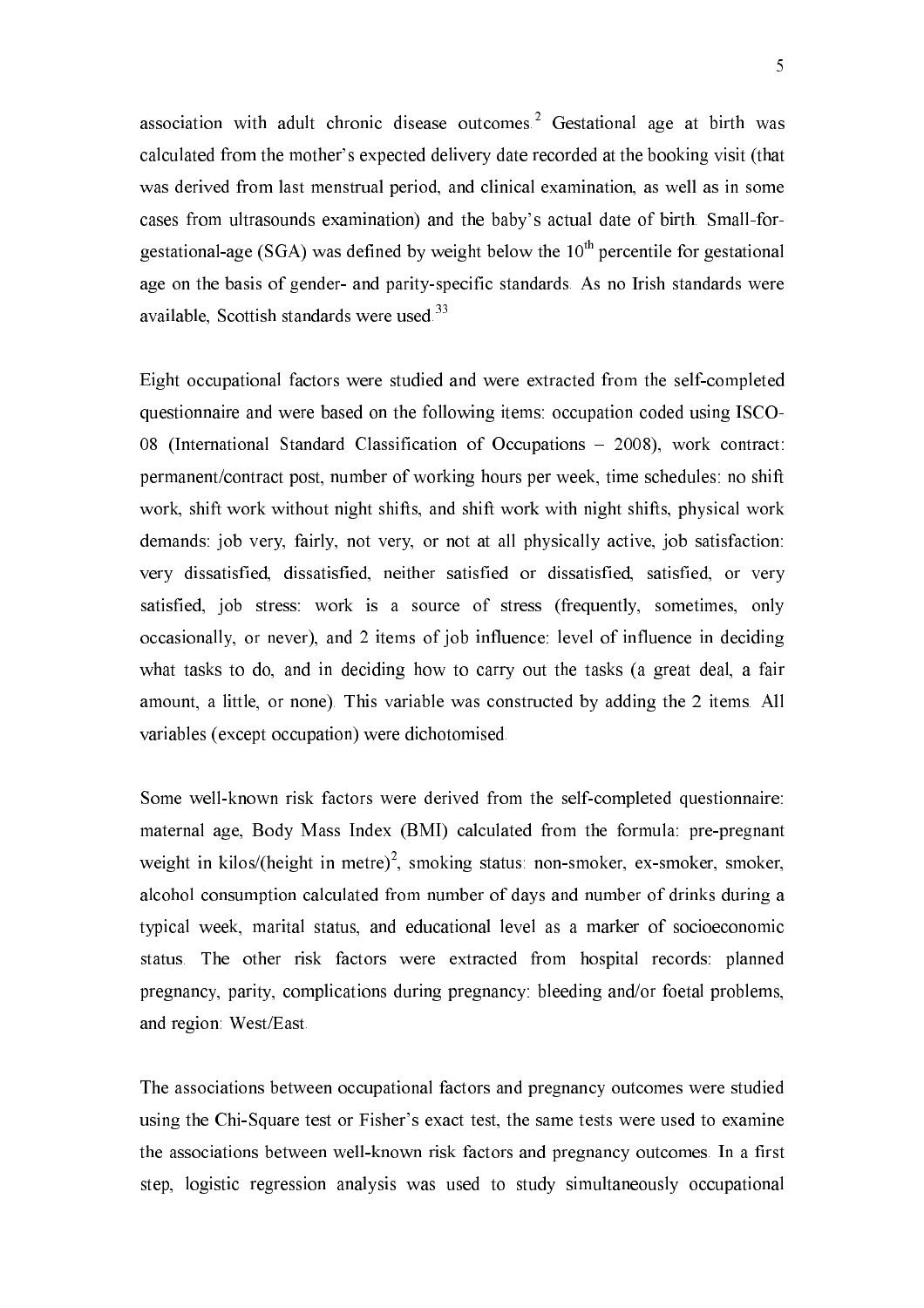association with adult chronic disease outcomes.[2] Gestational age at birth was calculated from the mother's expected delivery date recorded at the booking visit (that was derived from last menstrual period, and clinical examination, as well as in some cases from ultrasounds examination) and the baby's actual date of birth. Small-for-gestational-age (SGA) was defined by weight below the $10^{th}$ percentile for gestational age on the basis of gender- and parity-specific standards. As no Irish standards were available, Scottish standards were used.[33]

Eight occupational factors were studied and were extracted from the self-completed questionnaire and were based on the following items: occupation coded using ISCO-08 (International Standard Classification of Occupations – 2008), work contract: permanent/contract post, number of working hours per week, time schedules: no shift work, shift work without night shifts, and shift work with night shifts, physical work demands: job very, fairly, not very, or not at all physically active, job satisfaction: very dissatisfied, dissatisfied, neither satisfied or dissatisfied, satisfied, or very satisfied, job stress: work is a source of stress (frequently, sometimes, only occasionally, or never), and 2 items of job influence: level of influence in deciding what tasks to do, and in deciding how to carry out the tasks (a great deal, a fair amount, a little, or none). This variable was constructed by adding the 2 items. All variables (except occupation) were dichotomised.

Some well-known risk factors were derived from the self-completed questionnaire: maternal age, Body Mass Index (BMI) calculated from the formula: pre-pregnant weight in kilos/(height in metre)$^2$, smoking status: non-smoker, ex-smoker, smoker, alcohol consumption calculated from number of days and number of drinks during a typical week, marital status, and educational level as a marker of socioeconomic status. The other risk factors were extracted from hospital records: planned pregnancy, parity, complications during pregnancy: bleeding and/or foetal problems, and region: West/East.

The associations between occupational factors and pregnancy outcomes were studied using the Chi-Square test or Fisher's exact test, the same tests were used to examine the associations between well-known risk factors and pregnancy outcomes. In a first step, logistic regression analysis was used to study simultaneously occupational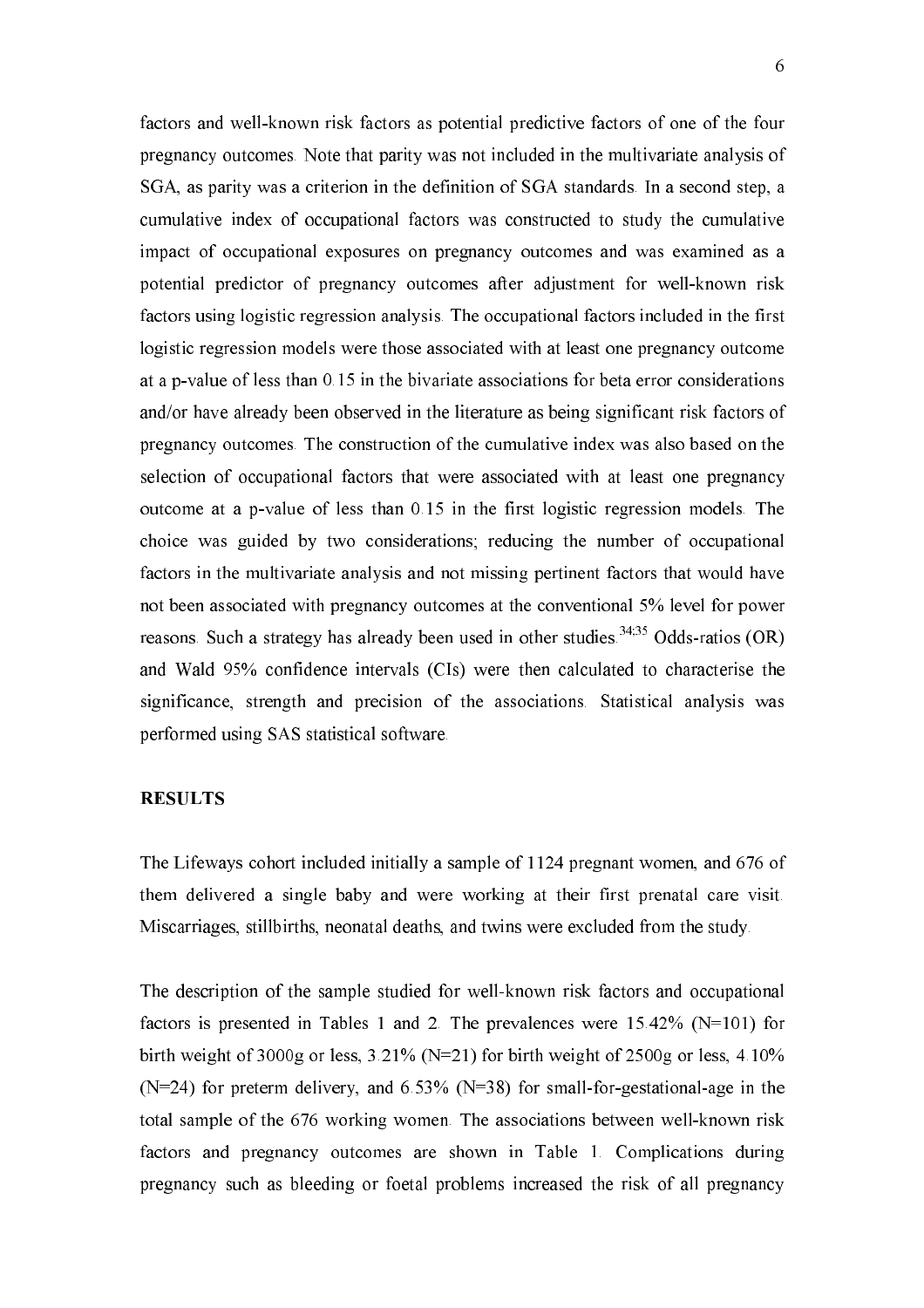factors and well-known risk factors as potential predictive factors of one of the four pregnancy outcomes. Note that parity was not included in the multivariate analysis of SGA, as parity was a criterion in the definition of SGA standards. In a second step, a cumulative index of occupational factors was constructed to study the cumulative impact of occupational exposures on pregnancy outcomes and was examined as a potential predictor of pregnancy outcomes after adjustment for well-known risk factors using logistic regression analysis. The occupational factors included in the first logistic regression models were those associated with at least one pregnancy outcome at a p-value of less than 0.15 in the bivariate associations for beta error considerations and/or have already been observed in the literature as being significant risk factors of pregnancy outcomes. The construction of the cumulative index was also based on the selection of occupational factors that were associated with at least one pregnancy outcome at a p-value of less than 0.15 in the first logistic regression models. The choice was guided by two considerations; reducing the number of occupational factors in the multivariate analysis and not missing pertinent factors that would have not been associated with pregnancy outcomes at the conventional 5% level for power reasons. Such a strategy has already been used in other studies.[34;35] Odds-ratios (OR) and Wald 95% confidence intervals (CIs) were then calculated to characterise the significance, strength and precision of the associations. Statistical analysis was performed using SAS statistical software.

## RESULTS

The Lifeways cohort included initially a sample of 1124 pregnant women, and 676 of them delivered a single baby and were working at their first prenatal care visit. Miscarriages, stillbirths, neonatal deaths, and twins were excluded from the study.

The description of the sample studied for well-known risk factors and occupational factors is presented in Tables 1 and 2. The prevalences were 15.42% (N=101) for birth weight of 3000g or less, 3.21% (N=21) for birth weight of 2500g or less, 4.10% (N=24) for preterm delivery, and 6.53% (N=38) for small-for-gestational-age in the total sample of the 676 working women. The associations between well-known risk factors and pregnancy outcomes are shown in Table 1. Complications during pregnancy such as bleeding or foetal problems increased the risk of all pregnancy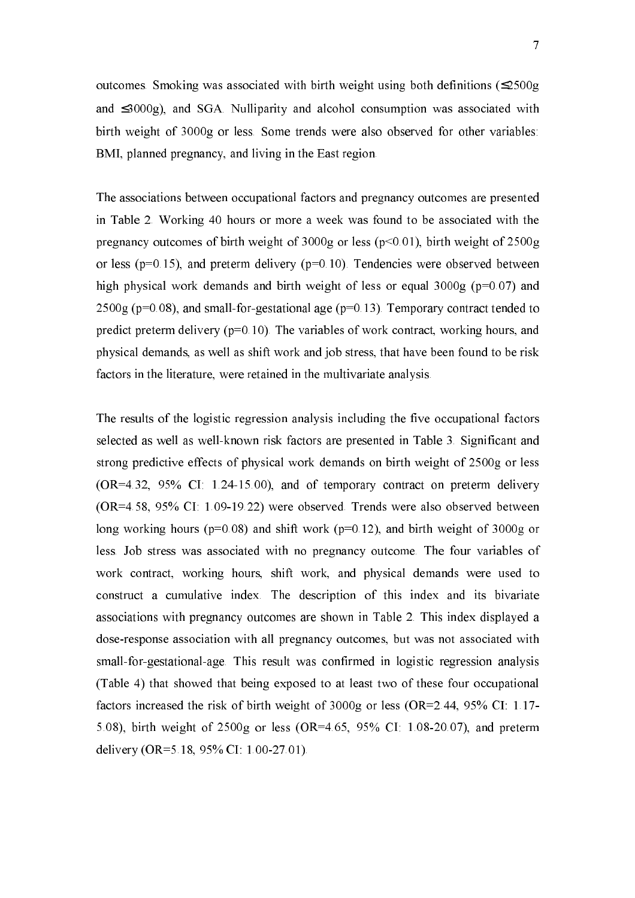outcomes. Smoking was associated with birth weight using both definitions (≤2500g and ≤3000g), and SGA. Nulliparity and alcohol consumption was associated with birth weight of 3000g or less. Some trends were also observed for other variables: BMI, planned pregnancy, and living in the East region.

The associations between occupational factors and pregnancy outcomes are presented in Table 2. Working 40 hours or more a week was found to be associated with the pregnancy outcomes of birth weight of 3000g or less ($p<0.01$), birth weight of 2500g or less ($p=0.15$), and preterm delivery ($p=0.10$). Tendencies were observed between high physical work demands and birth weight of less or equal 3000g ($p=0.07$) and 2500g ($p=0.08$), and small-for-gestational age ($p=0.13$). Temporary contract tended to predict preterm delivery ($p=0.10$). The variables of work contract, working hours, and physical demands, as well as shift work and job stress, that have been found to be risk factors in the literature, were retained in the multivariate analysis.

The results of the logistic regression analysis including the five occupational factors selected as well as well-known risk factors are presented in Table 3. Significant and strong predictive effects of physical work demands on birth weight of 2500g or less (OR=4.32, 95% CI: 1.24-15.00), and of temporary contract on preterm delivery (OR=4.58, 95% CI: 1.09-19.22) were observed. Trends were also observed between long working hours ($p=0.08$) and shift work ($p=0.12$), and birth weight of 3000g or less. Job stress was associated with no pregnancy outcome. The four variables of work contract, working hours, shift work, and physical demands were used to construct a cumulative index. The description of this index and its bivariate associations with pregnancy outcomes are shown in Table 2. This index displayed a dose-response association with all pregnancy outcomes, but was not associated with small-for-gestational-age. This result was confirmed in logistic regression analysis (Table 4) that showed that being exposed to at least two of these four occupational factors increased the risk of birth weight of 3000g or less (OR=2.44, 95% CI: 1.17-5.08), birth weight of 2500g or less (OR=4.65, 95% CI: 1.08-20.07), and preterm delivery (OR=5.18, 95% CI: 1.00-27.01).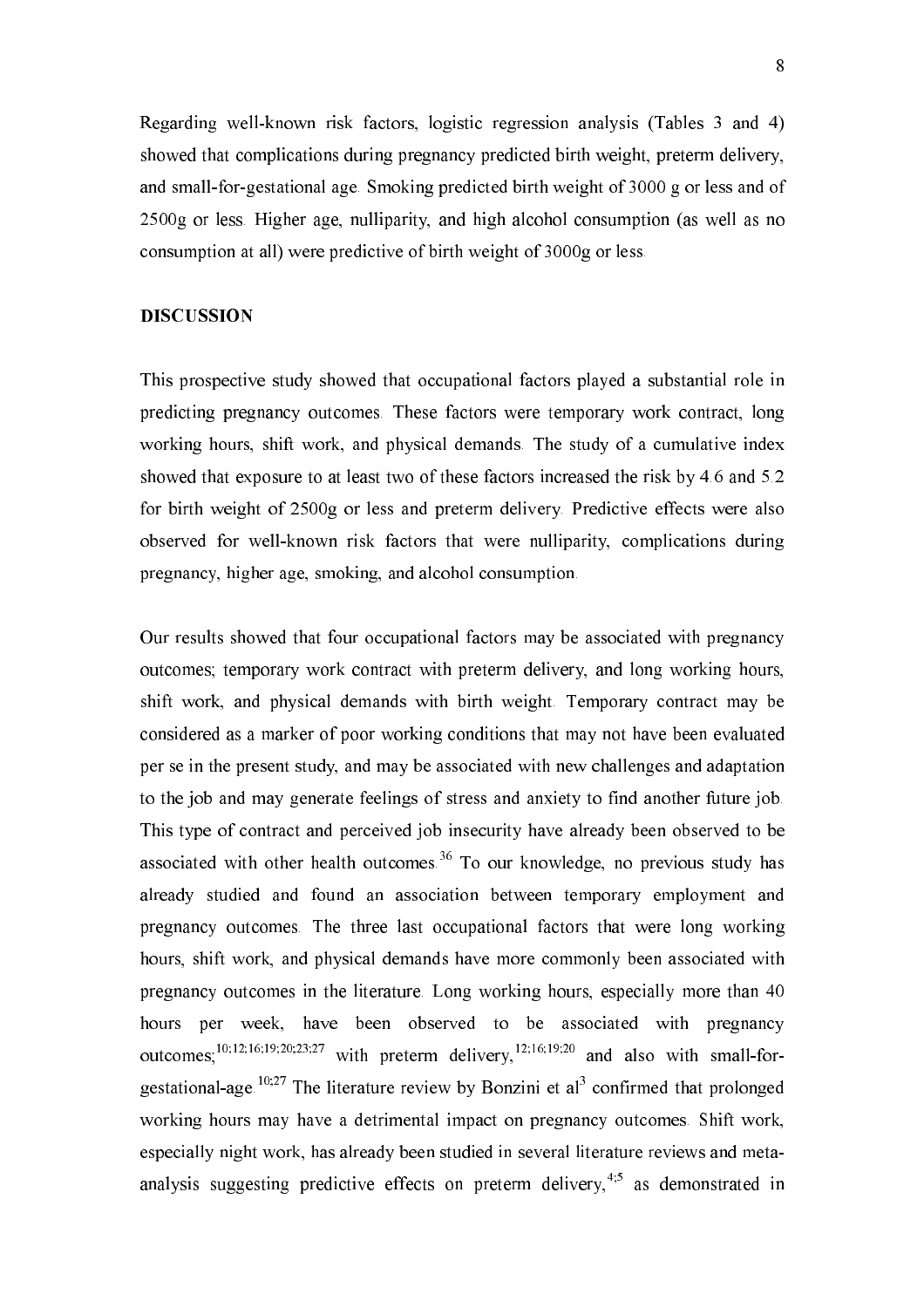Regarding well-known risk factors, logistic regression analysis (Tables 3 and 4) showed that complications during pregnancy predicted birth weight, preterm delivery, and small-for-gestational age. Smoking predicted birth weight of 3000 g or less and of 2500g or less. Higher age, nulliparity, and high alcohol consumption (as well as no consumption at all) were predictive of birth weight of 3000g or less.

## DISCUSSION

This prospective study showed that occupational factors played a substantial role in predicting pregnancy outcomes. These factors were temporary work contract, long working hours, shift work, and physical demands. The study of a cumulative index showed that exposure to at least two of these factors increased the risk by 4.6 and 5.2 for birth weight of 2500g or less and preterm delivery. Predictive effects were also observed for well-known risk factors that were nulliparity, complications during pregnancy, higher age, smoking, and alcohol consumption.

Our results showed that four occupational factors may be associated with pregnancy outcomes; temporary work contract with preterm delivery, and long working hours, shift work, and physical demands with birth weight. Temporary contract may be considered as a marker of poor working conditions that may not have been evaluated per se in the present study, and may be associated with new challenges and adaptation to the job and may generate feelings of stress and anxiety to find another future job. This type of contract and perceived job insecurity have already been observed to be associated with other health outcomes.[36] To our knowledge, no previous study has already studied and found an association between temporary employment and pregnancy outcomes. The three last occupational factors that were long working hours, shift work, and physical demands have more commonly been associated with pregnancy outcomes in the literature. Long working hours, especially more than 40 hours per week, have been observed to be associated with pregnancy outcomes;[10;12;16;19;20;23;27] with preterm delivery,[12;16;19;20] and also with small-for-gestational-age.[10;27] The literature review by Bonzini et al[3] confirmed that prolonged working hours may have a detrimental impact on pregnancy outcomes. Shift work, especially night work, has already been studied in several literature reviews and meta-analysis suggesting predictive effects on preterm delivery,[4;5] as demonstrated in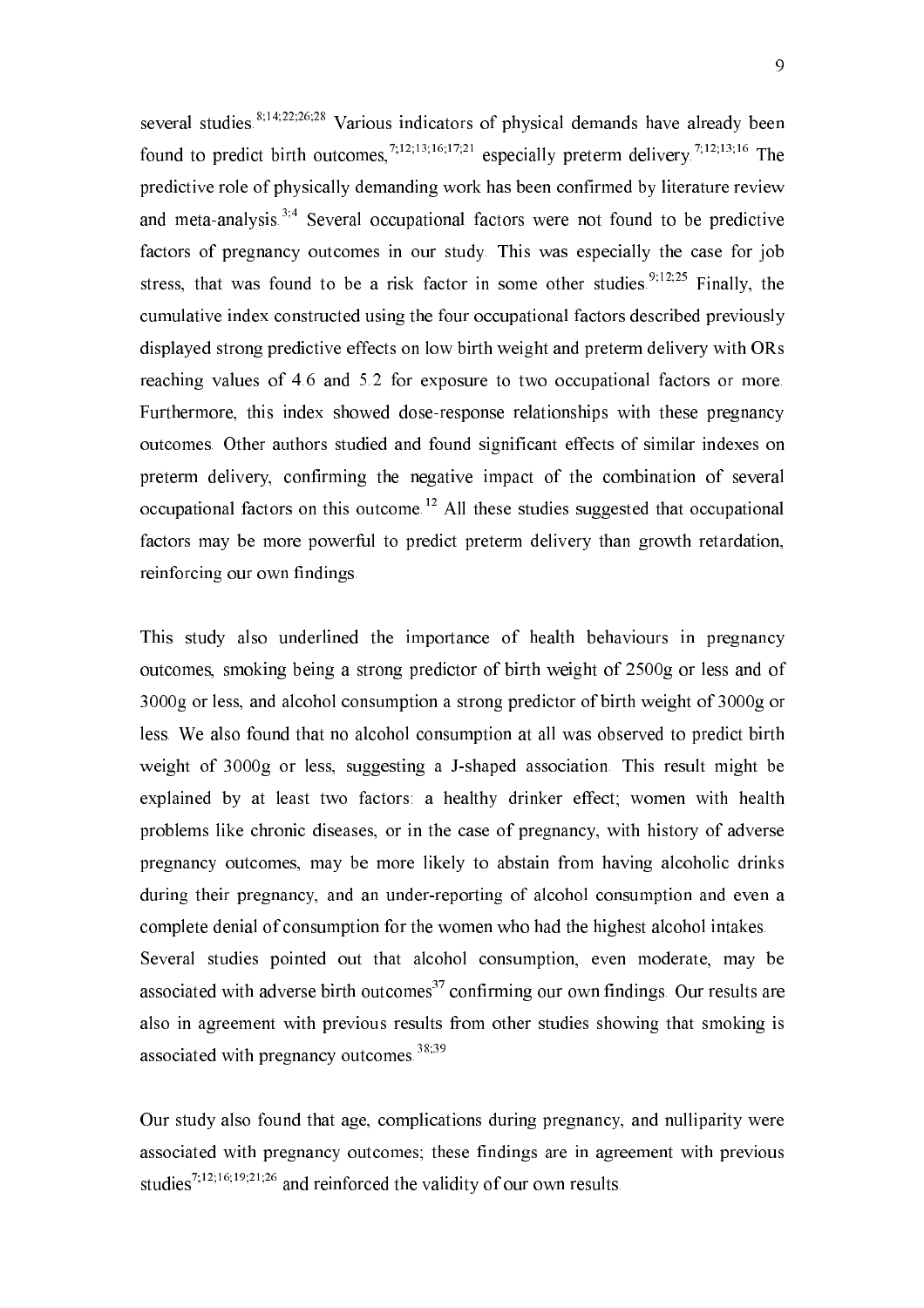several studies.[8;14;22;26;28] Various indicators of physical demands have already been found to predict birth outcomes,[7;12;13;16;17;21] especially preterm delivery.[7;12;13;16] The predictive role of physically demanding work has been confirmed by literature review and meta-analysis.[3;4] Several occupational factors were not found to be predictive factors of pregnancy outcomes in our study. This was especially the case for job stress, that was found to be a risk factor in some other studies.[9;12;25] Finally, the cumulative index constructed using the four occupational factors described previously displayed strong predictive effects on low birth weight and preterm delivery with ORs reaching values of 4.6 and 5.2 for exposure to two occupational factors or more. Furthermore, this index showed dose-response relationships with these pregnancy outcomes. Other authors studied and found significant effects of similar indexes on preterm delivery, confirming the negative impact of the combination of several occupational factors on this outcome.[12] All these studies suggested that occupational factors may be more powerful to predict preterm delivery than growth retardation, reinforcing our own findings.

This study also underlined the importance of health behaviours in pregnancy outcomes, smoking being a strong predictor of birth weight of 2500g or less and of 3000g or less, and alcohol consumption a strong predictor of birth weight of 3000g or less. We also found that no alcohol consumption at all was observed to predict birth weight of 3000g or less, suggesting a J-shaped association. This result might be explained by at least two factors: a healthy drinker effect; women with health problems like chronic diseases, or in the case of pregnancy, with history of adverse pregnancy outcomes, may be more likely to abstain from having alcoholic drinks during their pregnancy, and an under-reporting of alcohol consumption and even a complete denial of consumption for the women who had the highest alcohol intakes. Several studies pointed out that alcohol consumption, even moderate, may be associated with adverse birth outcomes[37] confirming our own findings. Our results are also in agreement with previous results from other studies showing that smoking is associated with pregnancy outcomes.[38;39]

Our study also found that age, complications during pregnancy, and nulliparity were associated with pregnancy outcomes; these findings are in agreement with previous studies[7;12;16;19;21;26] and reinforced the validity of our own results.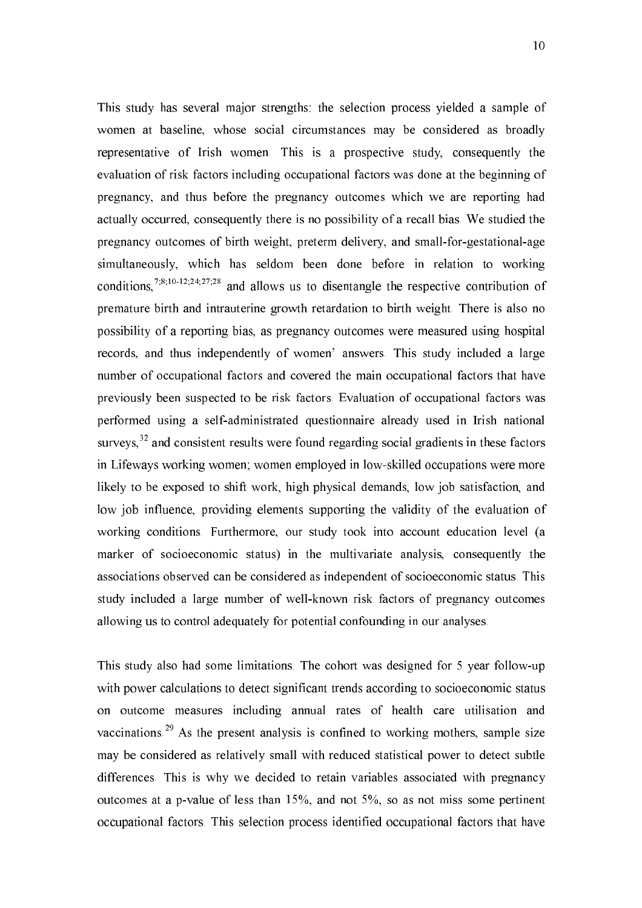This study has several major strengths: the selection process yielded a sample of women at baseline, whose social circumstances may be considered as broadly representative of Irish women. This is a prospective study, consequently the evaluation of risk factors including occupational factors was done at the beginning of pregnancy, and thus before the pregnancy outcomes which we are reporting had actually occurred, consequently there is no possibility of a recall bias. We studied the pregnancy outcomes of birth weight, preterm delivery, and small-for-gestational-age simultaneously, which has seldom been done before in relation to working conditions,[7;8;10-12;24;27;28] and allows us to disentangle the respective contribution of premature birth and intrauterine growth retardation to birth weight. There is also no possibility of a reporting bias, as pregnancy outcomes were measured using hospital records, and thus independently of women' answers. This study included a large number of occupational factors and covered the main occupational factors that have previously been suspected to be risk factors. Evaluation of occupational factors was performed using a self-administrated questionnaire already used in Irish national surveys,[32] and consistent results were found regarding social gradients in these factors in Lifeways working women; women employed in low-skilled occupations were more likely to be exposed to shift work, high physical demands, low job satisfaction, and low job influence, providing elements supporting the validity of the evaluation of working conditions. Furthermore, our study took into account education level (a marker of socioeconomic status) in the multivariate analysis, consequently the associations observed can be considered as independent of socioeconomic status. This study included a large number of well-known risk factors of pregnancy outcomes allowing us to control adequately for potential confounding in our analyses.

This study also had some limitations. The cohort was designed for 5 year follow-up with power calculations to detect significant trends according to socioeconomic status on outcome measures including annual rates of health care utilisation and vaccinations.[29] As the present analysis is confined to working mothers, sample size may be considered as relatively small with reduced statistical power to detect subtle differences. This is why we decided to retain variables associated with pregnancy outcomes at a p-value of less than 15%, and not 5%, so as not miss some pertinent occupational factors. This selection process identified occupational factors that have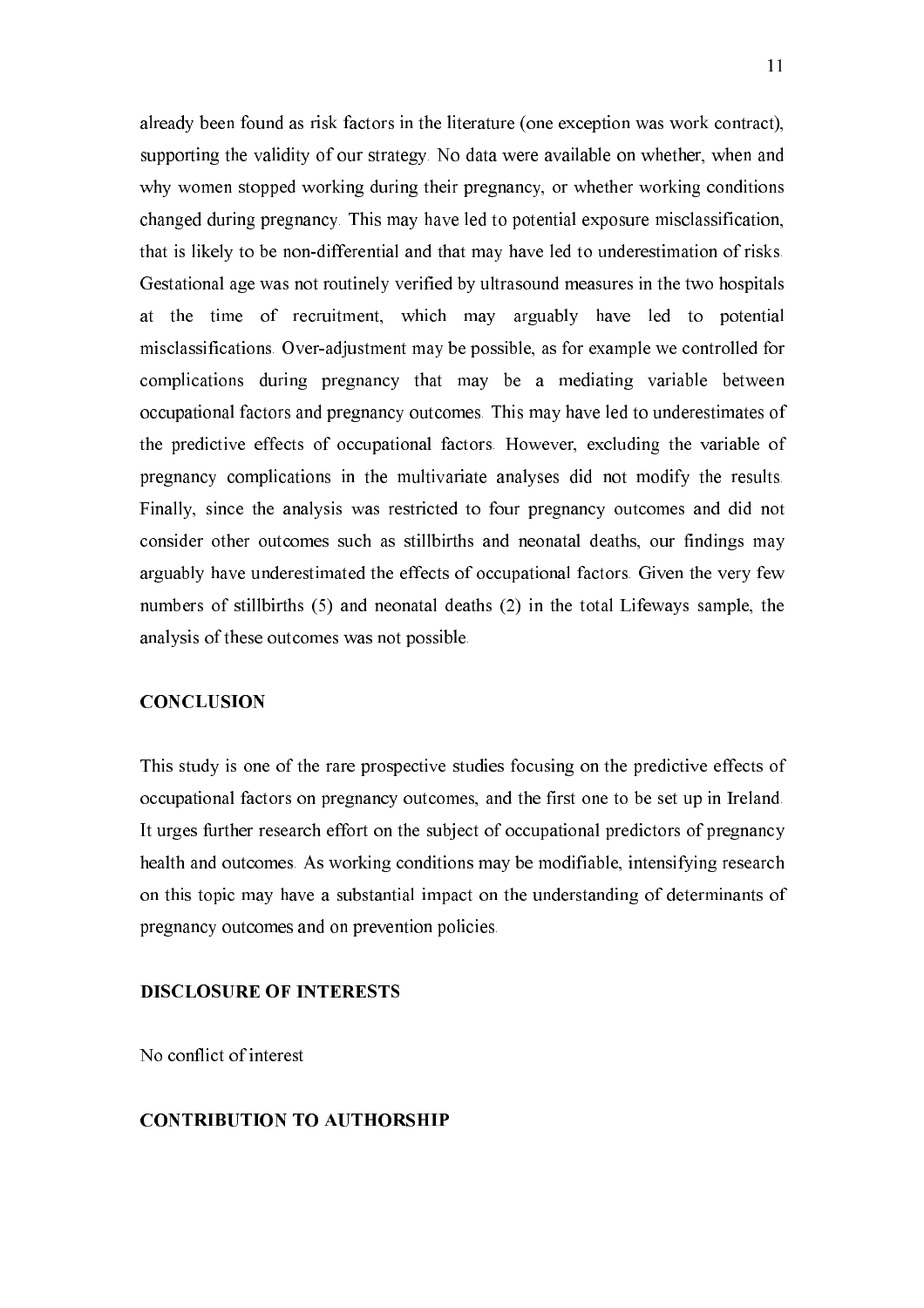already been found as risk factors in the literature (one exception was work contract), supporting the validity of our strategy. No data were available on whether, when and why women stopped working during their pregnancy, or whether working conditions changed during pregnancy. This may have led to potential exposure misclassification, that is likely to be non-differential and that may have led to underestimation of risks. Gestational age was not routinely verified by ultrasound measures in the two hospitals at the time of recruitment, which may arguably have led to potential misclassifications. Over-adjustment may be possible, as for example we controlled for complications during pregnancy that may be a mediating variable between occupational factors and pregnancy outcomes. This may have led to underestimates of the predictive effects of occupational factors. However, excluding the variable of pregnancy complications in the multivariate analyses did not modify the results. Finally, since the analysis was restricted to four pregnancy outcomes and did not consider other outcomes such as stillbirths and neonatal deaths, our findings may arguably have underestimated the effects of occupational factors. Given the very few numbers of stillbirths (5) and neonatal deaths (2) in the total Lifeways sample, the analysis of these outcomes was not possible.

## CONCLUSION

This study is one of the rare prospective studies focusing on the predictive effects of occupational factors on pregnancy outcomes, and the first one to be set up in Ireland. It urges further research effort on the subject of occupational predictors of pregnancy health and outcomes. As working conditions may be modifiable, intensifying research on this topic may have a substantial impact on the understanding of determinants of pregnancy outcomes and on prevention policies.

## DISCLOSURE OF INTERESTS

No conflict of interest

## CONTRIBUTION TO AUTHORSHIP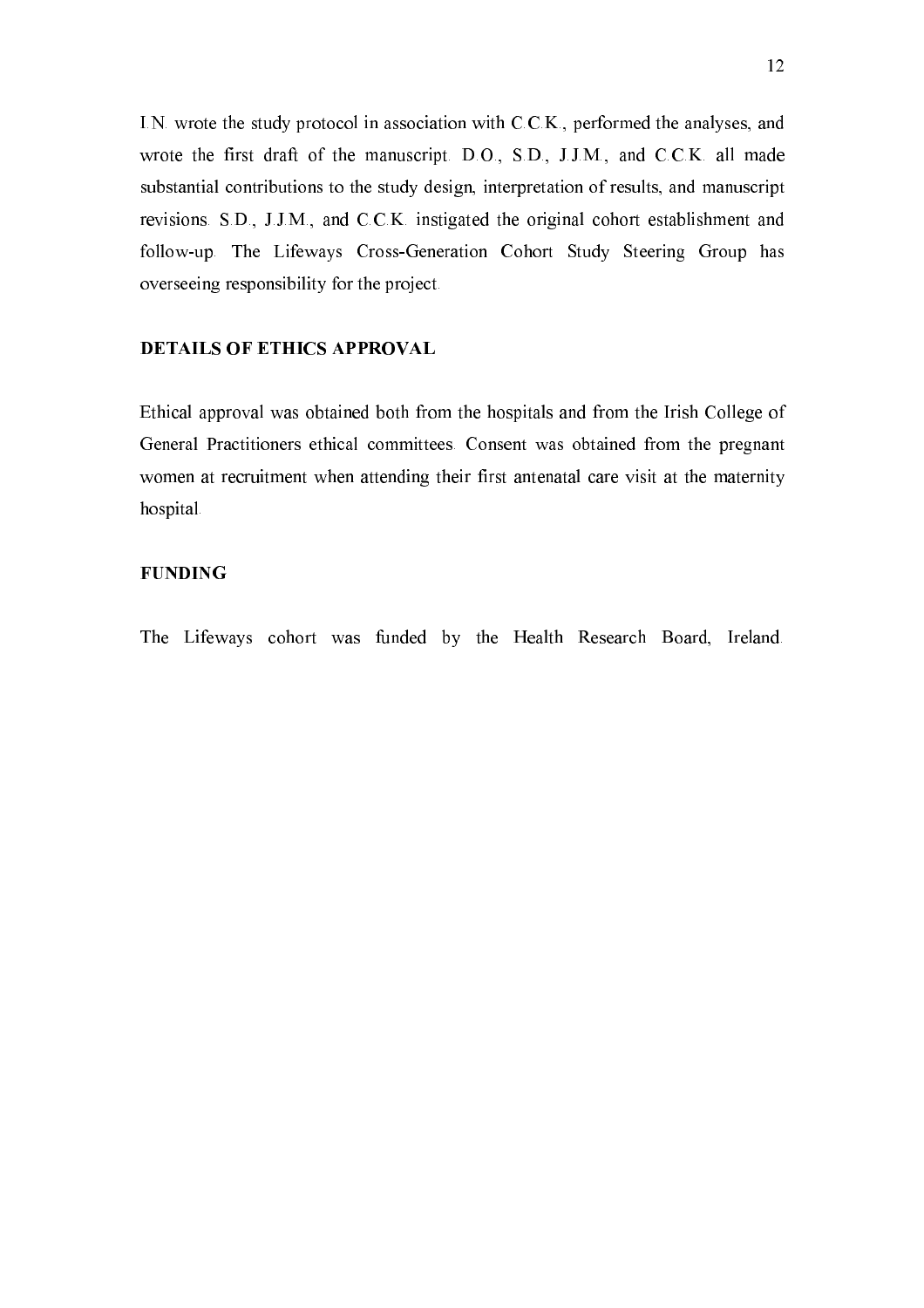I.N. wrote the study protocol in association with C.C.K., performed the analyses, and wrote the first draft of the manuscript. D.O., S.D., J.J.M., and C.C.K. all made substantial contributions to the study design, interpretation of results, and manuscript revisions. S.D., J.J.M., and C.C.K. instigated the original cohort establishment and follow-up. The Lifeways Cross-Generation Cohort Study Steering Group has overseeing responsibility for the project.

## DETAILS OF ETHICS APPROVAL

Ethical approval was obtained both from the hospitals and from the Irish College of General Practitioners ethical committees. Consent was obtained from the pregnant women at recruitment when attending their first antenatal care visit at the maternity hospital.

## FUNDING

The Lifeways cohort was funded by the Health Research Board, Ireland.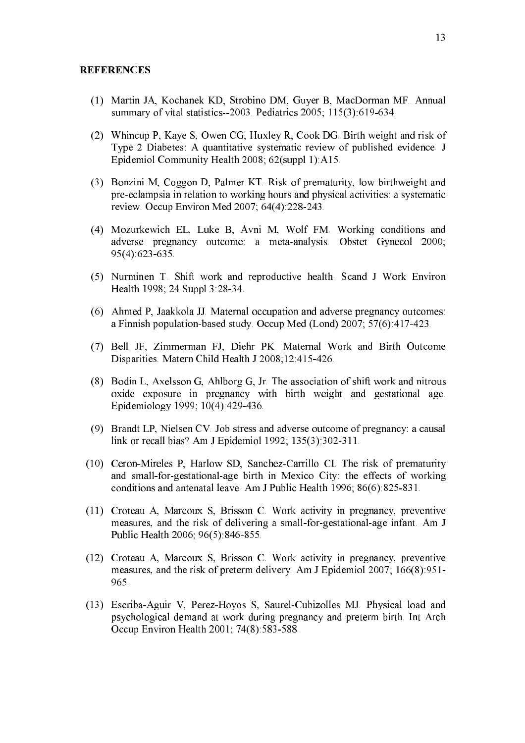**REFERENCES**

(1) Martin JA, Kochanek KD, Strobino DM, Guyer B, MacDorman MF. Annual summary of vital statistics--2003. Pediatrics 2005; 115(3):619-634.

(2) Whincup P, Kaye S, Owen CG, Huxley R, Cook DG. Birth weight and risk of Type 2 Diabetes: A quantitative systematic review of published evidence. J Epidemiol Community Health 2008; 62(suppl 1):A15.

(3) Bonzini M, Coggon D, Palmer KT. Risk of prematurity, low birthweight and pre-eclampsia in relation to working hours and physical activities: a systematic review. Occup Environ Med 2007; 64(4):228-243.

(4) Mozurkewich EL, Luke B, Avni M, Wolf FM. Working conditions and adverse pregnancy outcome: a meta-analysis. Obstet Gynecol 2000; 95(4):623-635.

(5) Nurminen T. Shift work and reproductive health. Scand J Work Environ Health 1998; 24 Suppl 3:28-34.

(6) Ahmed P, Jaakkola JJ. Maternal occupation and adverse pregnancy outcomes: a Finnish population-based study. Occup Med (Lond) 2007; 57(6):417-423.

(7) Bell JF, Zimmerman FJ, Diehr PK. Maternal Work and Birth Outcome Disparities. Matern Child Health J 2008;12:415-426.

(8) Bodin L, Axelsson G, Ahlborg G, Jr. The association of shift work and nitrous oxide exposure in pregnancy with birth weight and gestational age. Epidemiology 1999; 10(4):429-436.

(9) Brandt LP, Nielsen CV. Job stress and adverse outcome of pregnancy: a causal link or recall bias? Am J Epidemiol 1992; 135(3):302-311.

(10) Ceron-Mireles P, Harlow SD, Sanchez-Carrillo CI. The risk of prematurity and small-for-gestational-age birth in Mexico City: the effects of working conditions and antenatal leave. Am J Public Health 1996; 86(6):825-831.

(11) Croteau A, Marcoux S, Brisson C. Work activity in pregnancy, preventive measures, and the risk of delivering a small-for-gestational-age infant. Am J Public Health 2006; 96(5):846-855.

(12) Croteau A, Marcoux S, Brisson C. Work activity in pregnancy, preventive measures, and the risk of preterm delivery. Am J Epidemiol 2007; 166(8):951-965.

(13) Escriba-Aguir V, Perez-Hoyos S, Saurel-Cubizolles MJ. Physical load and psychological demand at work during pregnancy and preterm birth. Int Arch Occup Environ Health 2001; 74(8):583-588.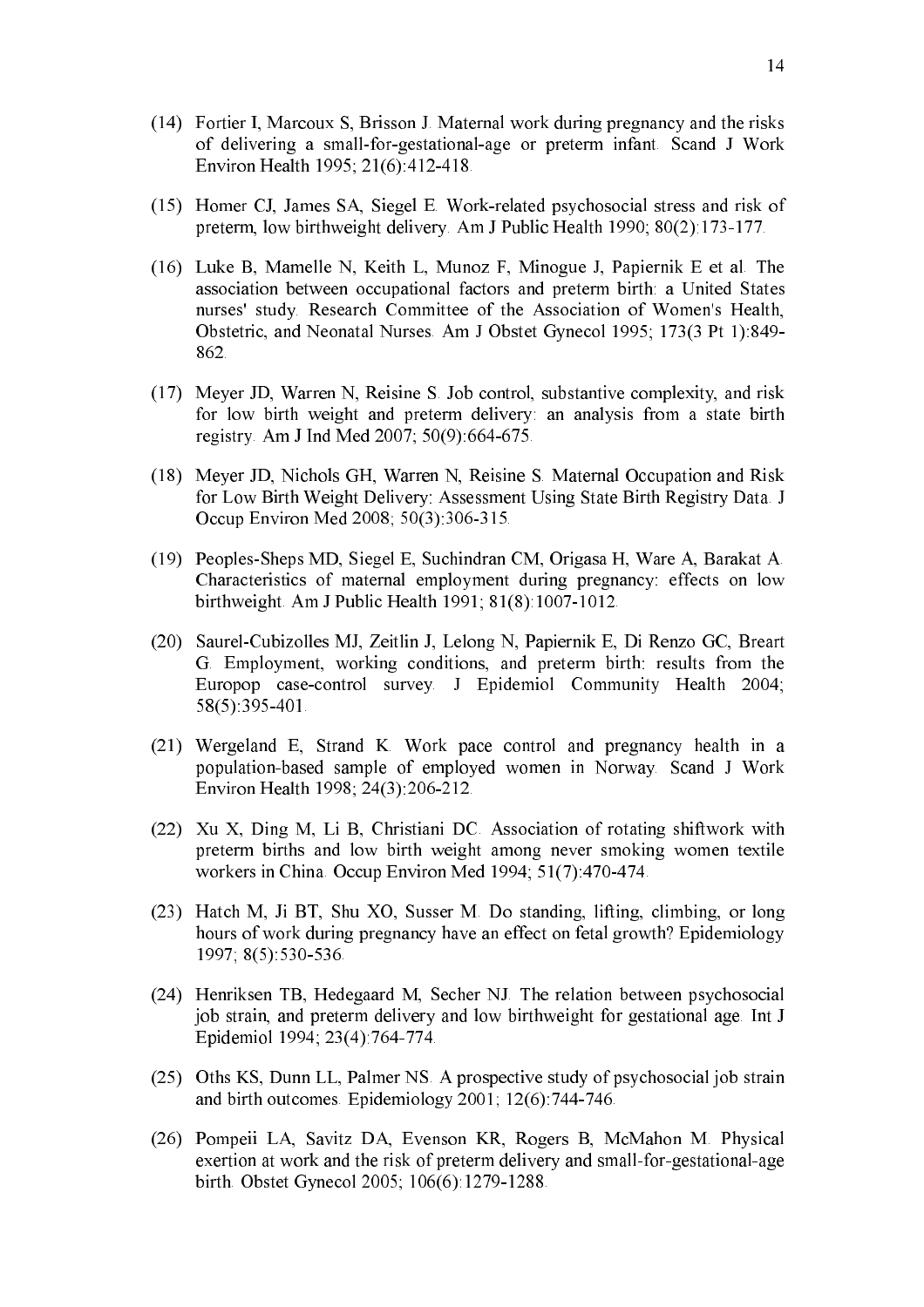(14) Fortier I, Marcoux S, Brisson J. Maternal work during pregnancy and the risks of delivering a small-for-gestational-age or preterm infant. Scand J Work Environ Health 1995; 21(6):412-418.

(15) Homer CJ, James SA, Siegel E. Work-related psychosocial stress and risk of preterm, low birthweight delivery. Am J Public Health 1990; 80(2):173-177.

(16) Luke B, Mamelle N, Keith L, Munoz F, Minogue J, Papiernik E et al. The association between occupational factors and preterm birth: a United States nurses' study. Research Committee of the Association of Women's Health, Obstetric, and Neonatal Nurses. Am J Obstet Gynecol 1995; 173(3 Pt 1):849-862.

(17) Meyer JD, Warren N, Reisine S. Job control, substantive complexity, and risk for low birth weight and preterm delivery: an analysis from a state birth registry. Am J Ind Med 2007; 50(9):664-675.

(18) Meyer JD, Nichols GH, Warren N, Reisine S. Maternal Occupation and Risk for Low Birth Weight Delivery: Assessment Using State Birth Registry Data. J Occup Environ Med 2008; 50(3):306-315.

(19) Peoples-Sheps MD, Siegel E, Suchindran CM, Origasa H, Ware A, Barakat A. Characteristics of maternal employment during pregnancy: effects on low birthweight. Am J Public Health 1991; 81(8):1007-1012.

(20) Saurel-Cubizolles MJ, Zeitlin J, Lelong N, Papiernik E, Di Renzo GC, Breart G. Employment, working conditions, and preterm birth: results from the Europop case-control survey. J Epidemiol Community Health 2004; 58(5):395-401.

(21) Wergeland E, Strand K. Work pace control and pregnancy health in a population-based sample of employed women in Norway. Scand J Work Environ Health 1998; 24(3):206-212.

(22) Xu X, Ding M, Li B, Christiani DC. Association of rotating shiftwork with preterm births and low birth weight among never smoking women textile workers in China. Occup Environ Med 1994; 51(7):470-474.

(23) Hatch M, Ji BT, Shu XO, Susser M. Do standing, lifting, climbing, or long hours of work during pregnancy have an effect on fetal growth? Epidemiology 1997; 8(5):530-536.

(24) Henriksen TB, Hedegaard M, Secher NJ. The relation between psychosocial job strain, and preterm delivery and low birthweight for gestational age. Int J Epidemiol 1994; 23(4):764-774.

(25) Oths KS, Dunn LL, Palmer NS. A prospective study of psychosocial job strain and birth outcomes. Epidemiology 2001; 12(6):744-746.

(26) Pompeii LA, Savitz DA, Evenson KR, Rogers B, McMahon M. Physical exertion at work and the risk of preterm delivery and small-for-gestational-age birth. Obstet Gynecol 2005; 106(6):1279-1288.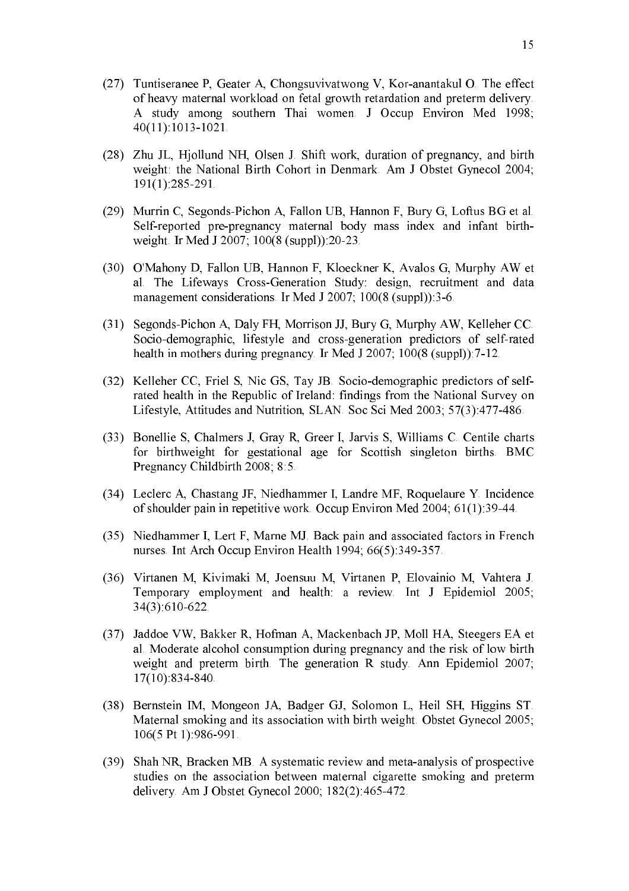(27) Tuntiseranee P, Geater A, Chongsuvivatwong V, Kor-anantakul O. The effect of heavy maternal workload on fetal growth retardation and preterm delivery. A study among southern Thai women. J Occup Environ Med 1998; 40(11):1013-1021.

(28) Zhu JL, Hjollund NH, Olsen J. Shift work, duration of pregnancy, and birth weight: the National Birth Cohort in Denmark. Am J Obstet Gynecol 2004; 191(1):285-291.

(29) Murrin C, Segonds-Pichon A, Fallon UB, Hannon F, Bury G, Loftus BG et al. Self-reported pre-pregnancy maternal body mass index and infant birth-weight. Ir Med J 2007; 100(8 (suppl)):20-23.

(30) O'Mahony D, Fallon UB, Hannon F, Kloeckner K, Avalos G, Murphy AW et al. The Lifeways Cross-Generation Study: design, recruitment and data management considerations. Ir Med J 2007; 100(8 (suppl)):3-6.

(31) Segonds-Pichon A, Daly FH, Morrison JJ, Bury G, Murphy AW, Kelleher CC. Socio-demographic, lifestyle and cross-generation predictors of self-rated health in mothers during pregnancy. Ir Med J 2007; 100(8 (suppl)):7-12.

(32) Kelleher CC, Friel S, Nic GS, Tay JB. Socio-demographic predictors of self-rated health in the Republic of Ireland: findings from the National Survey on Lifestyle, Attitudes and Nutrition, SLAN. Soc Sci Med 2003; 57(3):477-486.

(33) Bonellie S, Chalmers J, Gray R, Greer I, Jarvis S, Williams C. Centile charts for birthweight for gestational age for Scottish singleton births. BMC Pregnancy Childbirth 2008; 8:5.

(34) Leclerc A, Chastang JF, Niedhammer I, Landre MF, Roquelaure Y. Incidence of shoulder pain in repetitive work. Occup Environ Med 2004; 61(1):39-44.

(35) Niedhammer I, Lert F, Marne MJ. Back pain and associated factors in French nurses. Int Arch Occup Environ Health 1994; 66(5):349-357.

(36) Virtanen M, Kivimaki M, Joensuu M, Virtanen P, Elovainio M, Vahtera J. Temporary employment and health: a review. Int J Epidemiol 2005; 34(3):610-622.

(37) Jaddoe VW, Bakker R, Hofman A, Mackenbach JP, Moll HA, Steegers EA et al. Moderate alcohol consumption during pregnancy and the risk of low birth weight and preterm birth. The generation R study. Ann Epidemiol 2007; 17(10):834-840.

(38) Bernstein IM, Mongeon JA, Badger GJ, Solomon L, Heil SH, Higgins ST. Maternal smoking and its association with birth weight. Obstet Gynecol 2005; 106(5 Pt 1):986-991.

(39) Shah NR, Bracken MB. A systematic review and meta-analysis of prospective studies on the association between maternal cigarette smoking and preterm delivery. Am J Obstet Gynecol 2000; 182(2):465-472.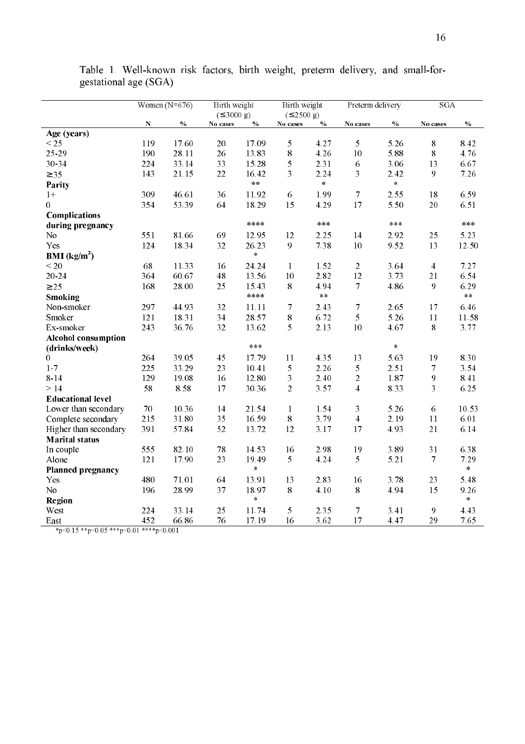Table 1. Well-known risk factors, birth weight, preterm delivery, and small-for-gestational age (SGA)

| | Women (N=676) | | Birth weight (≤3000 g) | | Birth weight (≤2500 g) | | Preterm delivery | | SGA | |
|---|---|---|---|---|---|---|---|---|---|---|
| | N | % | No cases | % | No cases | % | No cases | % | No cases | % |
| **Age (years)** | | | | | | | | | | |
| < 25 | 119 | 17.60 | 20 | 17.09 | 5 | 4.27 | 5 | 5.26 | 8 | 8.42 |
| 25-29 | 190 | 28.11 | 26 | 13.83 | 8 | 4.26 | 10 | 5.88 | 8 | 4.76 |
| 30-34 | 224 | 33.14 | 33 | 15.28 | 5 | 2.31 | 6 | 3.06 | 13 | 6.67 |
| ≥35 | 143 | 21.15 | 22 | 16.42 | 3 | 2.24 | 3 | 2.42 | 9 | 7.26 |
| **Parity** | | | | ** | | * | | * | | |
| 1+ | 309 | 46.61 | 36 | 11.92 | 6 | 1.99 | 7 | 2.55 | 18 | 6.59 |
| 0 | 354 | 53.39 | 64 | 18.29 | 15 | 4.29 | 17 | 5.50 | 20 | 6.51 |
| **Complications during pregnancy** | | | | **** | | *** | | *** | | *** |
| No | 551 | 81.66 | 69 | 12.95 | 12 | 2.25 | 14 | 2.92 | 25 | 5.23 |
| Yes | 124 | 18.34 | 32 | 26.23 | 9 | 7.38 | 10 | 9.52 | 13 | 12.50 |
| **BMI (kg/m$^2$)** | | | | * | | | | | | |
| < 20 | 68 | 11.33 | 16 | 24.24 | 1 | 1.52 | 2 | 3.64 | 4 | 7.27 |
| 20-24 | 364 | 60.67 | 48 | 13.56 | 10 | 2.82 | 12 | 3.73 | 21 | 6.54 |
| ≥25 | 168 | 28.00 | 25 | 15.43 | 8 | 4.94 | 7 | 4.86 | 9 | 6.29 |
| **Smoking** | | | | **** | | ** | | | | ** |
| Non-smoker | 297 | 44.93 | 32 | 11.11 | 7 | 2.43 | 7 | 2.65 | 17 | 6.46 |
| Smoker | 121 | 18.31 | 34 | 28.57 | 8 | 6.72 | 5 | 5.26 | 11 | 11.58 |
| Ex-smoker | 243 | 36.76 | 32 | 13.62 | 5 | 2.13 | 10 | 4.67 | 8 | 3.77 |
| **Alcohol consumption (drinks/week)** | | | | *** | | | | * | | |
| 0 | 264 | 39.05 | 45 | 17.79 | 11 | 4.35 | 13 | 5.63 | 19 | 8.30 |
| 1-7 | 225 | 33.29 | 23 | 10.41 | 5 | 2.26 | 5 | 2.51 | 7 | 3.54 |
| 8-14 | 129 | 19.08 | 16 | 12.80 | 3 | 2.40 | 2 | 1.87 | 9 | 8.41 |
| > 14 | 58 | 8.58 | 17 | 30.36 | 2 | 3.57 | 4 | 8.33 | 3 | 6.25 |
| **Educational level** | | | | | | | | | | |
| Lower than secondary | 70 | 10.36 | 14 | 21.54 | 1 | 1.54 | 3 | 5.26 | 6 | 10.53 |
| Complete secondary | 215 | 31.80 | 35 | 16.59 | 8 | 3.79 | 4 | 2.19 | 11 | 6.01 |
| Higher than secondary | 391 | 57.84 | 52 | 13.72 | 12 | 3.17 | 17 | 4.93 | 21 | 6.14 |
| **Marital status** | | | | | | | | | | |
| In couple | 555 | 82.10 | 78 | 14.53 | 16 | 2.98 | 19 | 3.89 | 31 | 6.38 |
| Alone | 121 | 17.90 | 23 | 19.49 | 5 | 4.24 | 5 | 5.21 | 7 | 7.29 |
| **Planned pregnancy** | | | | * | | | | | | * |
| Yes | 480 | 71.01 | 64 | 13.91 | 13 | 2.83 | 16 | 3.78 | 23 | 5.48 |
| No | 196 | 28.99 | 37 | 18.97 | 8 | 4.10 | 8 | 4.94 | 15 | 9.26 |
| **Region** | | | | * | | | | | | * |
| West | 224 | 33.14 | 25 | 11.74 | 5 | 2.35 | 7 | 3.41 | 9 | 4.43 |
| East | 452 | 66.86 | 76 | 17.19 | 16 | 3.62 | 17 | 4.47 | 29 | 7.65 |

*p<0.15 **p<0.05 ***p<0.01 ****p<0.001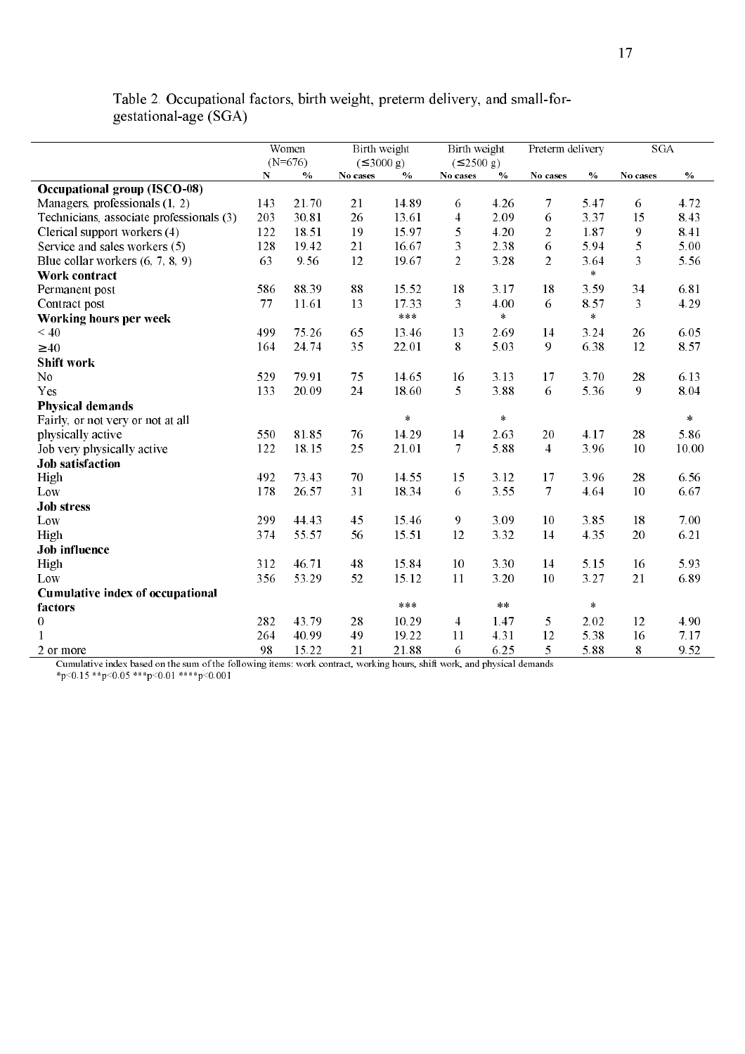Table 2. Occupational factors, birth weight, preterm delivery, and small-for-gestational-age (SGA)

| | Women (N=676) | | Birth weight (≤3000 g) | | Birth weight (≤2500 g) | | Preterm delivery | | SGA | |
|---|---|---|---|---|---|---|---|---|---|---|
| | N | % | No cases | % | No cases | % | No cases | % | No cases | % |
| **Occupational group (ISCO-08)** | | | | | | | | | | |
| Managers, professionals (1, 2) | 143 | 21.70 | 21 | 14.89 | 6 | 4.26 | 7 | 5.47 | 6 | 4.72 |
| Technicians, associate professionals (3) | 203 | 30.81 | 26 | 13.61 | 4 | 2.09 | 6 | 3.37 | 15 | 8.43 |
| Clerical support workers (4) | 122 | 18.51 | 19 | 15.97 | 5 | 4.20 | 2 | 1.87 | 9 | 8.41 |
| Service and sales workers (5) | 128 | 19.42 | 21 | 16.67 | 3 | 2.38 | 6 | 5.94 | 5 | 5.00 |
| Blue collar workers (6, 7, 8, 9) | 63 | 9.56 | 12 | 19.67 | 2 | 3.28 | 2 | 3.64 | 3 | 5.56 |
| **Work contract** | | | | | | | | * | | |
| Permanent post | 586 | 88.39 | 88 | 15.52 | 18 | 3.17 | 18 | 3.59 | 34 | 6.81 |
| Contract post | 77 | 11.61 | 13 | 17.33 | 3 | 4.00 | 6 | 8.57 | 3 | 4.29 |
| **Working hours per week** | | | | *** | | * | | * | | |
| < 40 | 499 | 75.26 | 65 | 13.46 | 13 | 2.69 | 14 | 3.24 | 26 | 6.05 |
| ≥40 | 164 | 24.74 | 35 | 22.01 | 8 | 5.03 | 9 | 6.38 | 12 | 8.57 |
| **Shift work** | | | | | | | | | | |
| No | 529 | 79.91 | 75 | 14.65 | 16 | 3.13 | 17 | 3.70 | 28 | 6.13 |
| Yes | 133 | 20.09 | 24 | 18.60 | 5 | 3.88 | 6 | 5.36 | 9 | 8.04 |
| **Physical demands** | | | | * | | * | | | | * |
| Fairly, or not very or not at all physically active | 550 | 81.85 | 76 | 14.29 | 14 | 2.63 | 20 | 4.17 | 28 | 5.86 |
| Job very physically active | 122 | 18.15 | 25 | 21.01 | 7 | 5.88 | 4 | 3.96 | 10 | 10.00 |
| **Job satisfaction** | | | | | | | | | | |
| High | 492 | 73.43 | 70 | 14.55 | 15 | 3.12 | 17 | 3.96 | 28 | 6.56 |
| Low | 178 | 26.57 | 31 | 18.34 | 6 | 3.55 | 7 | 4.64 | 10 | 6.67 |
| **Job stress** | | | | | | | | | | |
| Low | 299 | 44.43 | 45 | 15.46 | 9 | 3.09 | 10 | 3.85 | 18 | 7.00 |
| High | 374 | 55.57 | 56 | 15.51 | 12 | 3.32 | 14 | 4.35 | 20 | 6.21 |
| **Job influence** | | | | | | | | | | |
| High | 312 | 46.71 | 48 | 15.84 | 10 | 3.30 | 14 | 5.15 | 16 | 5.93 |
| Low | 356 | 53.29 | 52 | 15.12 | 11 | 3.20 | 10 | 3.27 | 21 | 6.89 |
| **Cumulative index of occupational factors** | | | | *** | | ** | | * | | |
| 0 | 282 | 43.79 | 28 | 10.29 | 4 | 1.47 | 5 | 2.02 | 12 | 4.90 |
| 1 | 264 | 40.99 | 49 | 19.22 | 11 | 4.31 | 12 | 5.38 | 16 | 7.17 |
| 2 or more | 98 | 15.22 | 21 | 21.88 | 6 | 6.25 | 5 | 5.88 | 8 | 9.52 |

Cumulative index based on the sum of the following items: work contract, working hours, shift work, and physical demands

*$p<0.15$ **$p<0.05$ ***$p<0.01$ ****$p<0.001$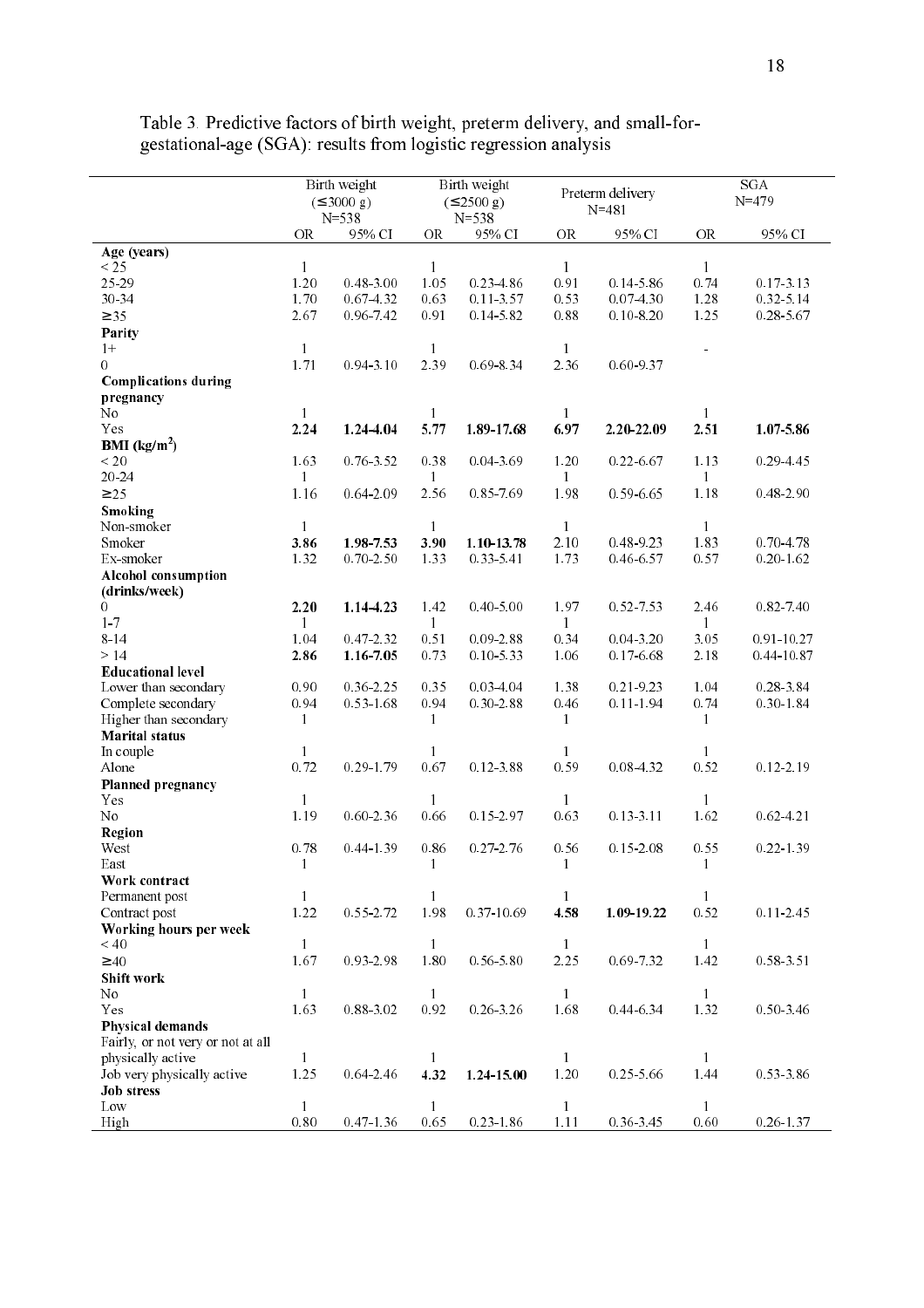Table 3. Predictive factors of birth weight, preterm delivery, and small-for-gestational-age (SGA): results from logistic regression analysis

| | Birth weight (≤3000 g) N=538 | | Birth weight (≤2500 g) N=538 | | Preterm delivery N=481 | | SGA N=479 | |
|---|---|---|---|---|---|---|---|---|
| | OR | 95% CI | OR | 95% CI | OR | 95% CI | OR | 95% CI |
| **Age (years)** | | | | | | | | |
| < 25 | 1 | | 1 | | 1 | | 1 | |
| 25-29 | 1.20 | 0.48-3.00 | 1.05 | 0.23-4.86 | 0.91 | 0.14-5.86 | 0.74 | 0.17-3.13 |
| 30-34 | 1.70 | 0.67-4.32 | 0.63 | 0.11-3.57 | 0.53 | 0.07-4.30 | 1.28 | 0.32-5.14 |
| ≥35 | 2.67 | 0.96-7.42 | 0.91 | 0.14-5.82 | 0.88 | 0.10-8.20 | 1.25 | 0.28-5.67 |
| **Parity** | | | | | | | | |
| 1+ | 1 | | 1 | | 1 | | - | |
| 0 | 1.71 | 0.94-3.10 | 2.39 | 0.69-8.34 | 2.36 | 0.60-9.37 | | |
| **Complications during pregnancy** | | | | | | | | |
| No | 1 | | 1 | | 1 | | 1 | |
| Yes | **2.24** | **1.24-4.04** | **5.77** | **1.89-17.68** | **6.97** | **2.20-22.09** | **2.51** | **1.07-5.86** |
| **BMI (kg/m$^2$)** | | | | | | | | |
| < 20 | 1.63 | 0.76-3.52 | 0.38 | 0.04-3.69 | 1.20 | 0.22-6.67 | 1.13 | 0.29-4.45 |
| 20-24 | 1 | | 1 | | 1 | | 1 | |
| ≥25 | 1.16 | 0.64-2.09 | 2.56 | 0.85-7.69 | 1.98 | 0.59-6.65 | 1.18 | 0.48-2.90 |
| **Smoking** | | | | | | | | |
| Non-smoker | 1 | | 1 | | 1 | | 1 | |
| Smoker | **3.86** | **1.98-7.53** | **3.90** | **1.10-13.78** | 2.10 | 0.48-9.23 | 1.83 | 0.70-4.78 |
| Ex-smoker | 1.32 | 0.70-2.50 | 1.33 | 0.33-5.41 | 1.73 | 0.46-6.57 | 0.57 | 0.20-1.62 |
| **Alcohol consumption (drinks/week)** | | | | | | | | |
| 0 | **2.20** | **1.14-4.23** | 1.42 | 0.40-5.00 | 1.97 | 0.52-7.53 | 2.46 | 0.82-7.40 |
| 1-7 | 1 | | 1 | | 1 | | 1 | |
| 8-14 | 1.04 | 0.47-2.32 | 0.51 | 0.09-2.88 | 0.34 | 0.04-3.20 | 3.05 | 0.91-10.27 |
| > 14 | **2.86** | **1.16-7.05** | 0.73 | 0.10-5.33 | 1.06 | 0.17-6.68 | 2.18 | 0.44-10.87 |
| **Educational level** | | | | | | | | |
| Lower than secondary | 0.90 | 0.36-2.25 | 0.35 | 0.03-4.04 | 1.38 | 0.21-9.23 | 1.04 | 0.28-3.84 |
| Complete secondary | 0.94 | 0.53-1.68 | 0.94 | 0.30-2.88 | 0.46 | 0.11-1.94 | 0.74 | 0.30-1.84 |
| Higher than secondary | 1 | | 1 | | 1 | | 1 | |
| **Marital status** | | | | | | | | |
| In couple | 1 | | 1 | | 1 | | 1 | |
| Alone | 0.72 | 0.29-1.79 | 0.67 | 0.12-3.88 | 0.59 | 0.08-4.32 | 0.52 | 0.12-2.19 |
| **Planned pregnancy** | | | | | | | | |
| Yes | 1 | | 1 | | 1 | | 1 | |
| No | 1.19 | 0.60-2.36 | 0.66 | 0.15-2.97 | 0.63 | 0.13-3.11 | 1.62 | 0.62-4.21 |
| **Region** | | | | | | | | |
| West | 0.78 | 0.44-1.39 | 0.86 | 0.27-2.76 | 0.56 | 0.15-2.08 | 0.55 | 0.22-1.39 |
| East | 1 | | 1 | | 1 | | 1 | |
| **Work contract** | | | | | | | | |
| Permanent post | 1 | | 1 | | 1 | | 1 | |
| Contract post | 1.22 | 0.55-2.72 | 1.98 | 0.37-10.69 | **4.58** | **1.09-19.22** | 0.52 | 0.11-2.45 |
| **Working hours per week** | | | | | | | | |
| < 40 | 1 | | 1 | | 1 | | 1 | |
| ≥40 | 1.67 | 0.93-2.98 | 1.80 | 0.56-5.80 | 2.25 | 0.69-7.32 | 1.42 | 0.58-3.51 |
| **Shift work** | | | | | | | | |
| No | 1 | | 1 | | 1 | | 1 | |
| Yes | 1.63 | 0.88-3.02 | 0.92 | 0.26-3.26 | 1.68 | 0.44-6.34 | 1.32 | 0.50-3.46 |
| **Physical demands** | | | | | | | | |
| Fairly, or not very or not at all physically active | 1 | | 1 | | 1 | | 1 | |
| Job very physically active | 1.25 | 0.64-2.46 | **4.32** | **1.24-15.00** | 1.20 | 0.25-5.66 | 1.44 | 0.53-3.86 |
| **Job stress** | | | | | | | | |
| Low | 1 | | 1 | | 1 | | 1 | |
| High | 0.80 | 0.47-1.36 | 0.65 | 0.23-1.86 | 1.11 | 0.36-3.45 | 0.60 | 0.26-1.37 |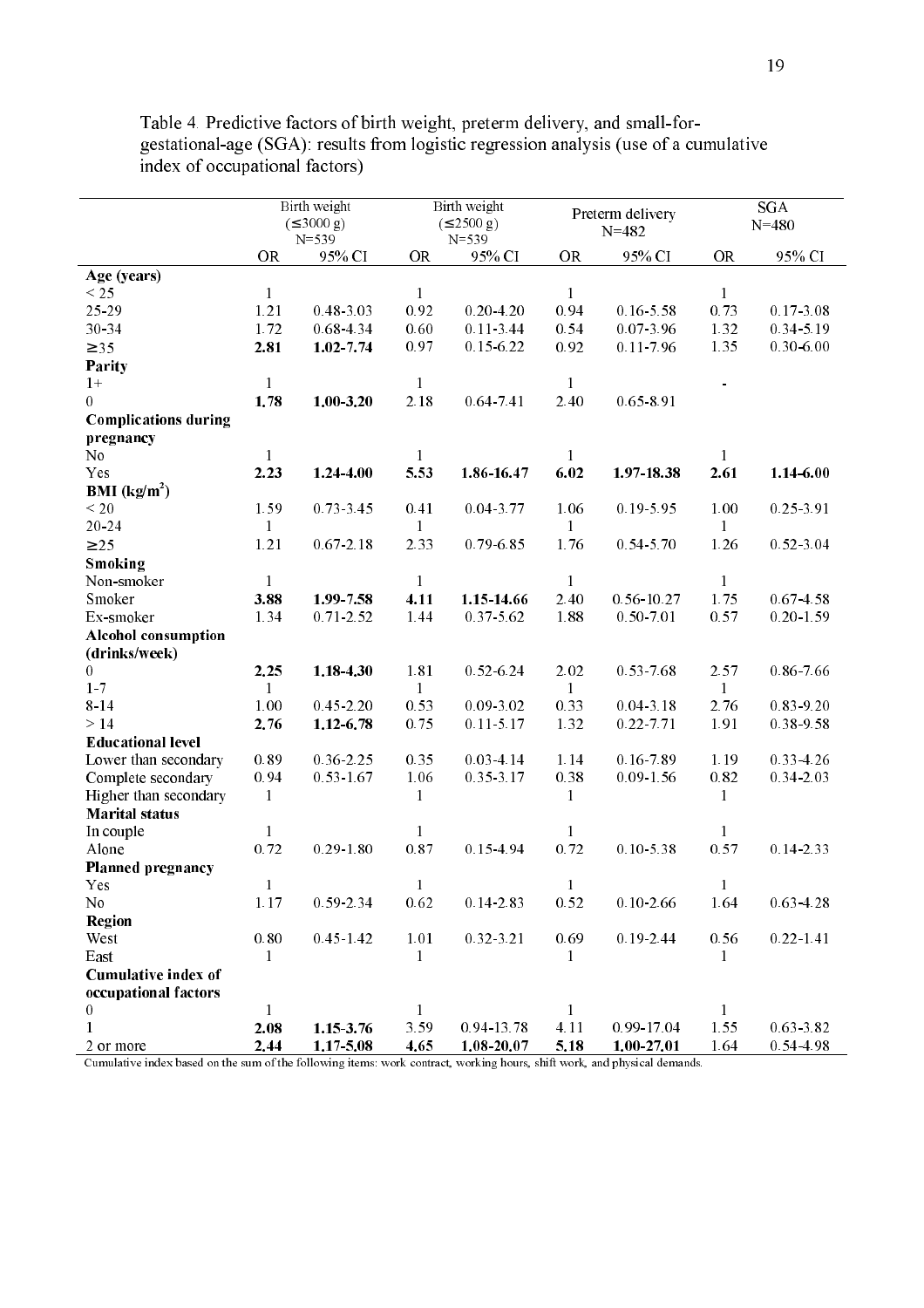Table 4. Predictive factors of birth weight, preterm delivery, and small-for-gestational-age (SGA): results from logistic regression analysis (use of a cumulative index of occupational factors)

| | Birth weight (≤3000 g) N=539 | | Birth weight (≤2500 g) N=539 | | Preterm delivery N=482 | | SGA N=480 | |
|---|---|---|---|---|---|---|---|---|
| | OR | 95% CI | OR | 95% CI | OR | 95% CI | OR | 95% CI |
| **Age (years)** | | | | | | | | |
| < 25 | 1 | | 1 | | 1 | | 1 | |
| 25-29 | 1.21 | 0.48-3.03 | 0.92 | 0.20-4.20 | 0.94 | 0.16-5.58 | 0.73 | 0.17-3.08 |
| 30-34 | 1.72 | 0.68-4.34 | 0.60 | 0.11-3.44 | 0.54 | 0.07-3.96 | 1.32 | 0.34-5.19 |
| ≥35 | **2.81** | **1.02-7.74** | 0.97 | 0.15-6.22 | 0.92 | 0.11-7.96 | 1.35 | 0.30-6.00 |
| **Parity** | | | | | | | | |
| 1+ | 1 | | 1 | | 1 | | - | |
| 0 | **1.78** | **1.00-3.20** | 2.18 | 0.64-7.41 | 2.40 | 0.65-8.91 | | |
| **Complications during pregnancy** | | | | | | | | |
| No | 1 | | 1 | | 1 | | 1 | |
| Yes | **2.23** | **1.24-4.00** | **5.53** | **1.86-16.47** | **6.02** | **1.97-18.38** | **2.61** | **1.14-6.00** |
| **BMI (kg/m$^2$)** | | | | | | | | |
| < 20 | 1.59 | 0.73-3.45 | 0.41 | 0.04-3.77 | 1.06 | 0.19-5.95 | 1.00 | 0.25-3.91 |
| 20-24 | 1 | | 1 | | 1 | | 1 | |
| ≥25 | 1.21 | 0.67-2.18 | 2.33 | 0.79-6.85 | 1.76 | 0.54-5.70 | 1.26 | 0.52-3.04 |
| **Smoking** | | | | | | | | |
| Non-smoker | 1 | | 1 | | 1 | | 1 | |
| Smoker | **3.88** | **1.99-7.58** | **4.11** | **1.15-14.66** | 2.40 | 0.56-10.27 | 1.75 | 0.67-4.58 |
| Ex-smoker | 1.34 | 0.71-2.52 | 1.44 | 0.37-5.62 | 1.88 | 0.50-7.01 | 0.57 | 0.20-1.59 |
| **Alcohol consumption (drinks/week)** | | | | | | | | |
| 0 | **2.25** | **1.18-4.30** | 1.81 | 0.52-6.24 | 2.02 | 0.53-7.68 | 2.57 | 0.86-7.66 |
| 1-7 | 1 | | 1 | | 1 | | 1 | |
| 8-14 | 1.00 | 0.45-2.20 | 0.53 | 0.09-3.02 | 0.33 | 0.04-3.18 | 2.76 | 0.83-9.20 |
| > 14 | **2.76** | **1.12-6.78** | 0.75 | 0.11-5.17 | 1.32 | 0.22-7.71 | 1.91 | 0.38-9.58 |
| **Educational level** | | | | | | | | |
| Lower than secondary | 0.89 | 0.36-2.25 | 0.35 | 0.03-4.14 | 1.14 | 0.16-7.89 | 1.19 | 0.33-4.26 |
| Complete secondary | 0.94 | 0.53-1.67 | 1.06 | 0.35-3.17 | 0.38 | 0.09-1.56 | 0.82 | 0.34-2.03 |
| Higher than secondary | 1 | | 1 | | 1 | | 1 | |
| **Marital status** | | | | | | | | |
| In couple | 1 | | 1 | | 1 | | 1 | |
| Alone | 0.72 | 0.29-1.80 | 0.87 | 0.15-4.94 | 0.72 | 0.10-5.38 | 0.57 | 0.14-2.33 |
| **Planned pregnancy** | | | | | | | | |
| Yes | 1 | | 1 | | 1 | | 1 | |
| No | 1.17 | 0.59-2.34 | 0.62 | 0.14-2.83 | 0.52 | 0.10-2.66 | 1.64 | 0.63-4.28 |
| **Region** | | | | | | | | |
| West | 0.80 | 0.45-1.42 | 1.01 | 0.32-3.21 | 0.69 | 0.19-2.44 | 0.56 | 0.22-1.41 |
| East | 1 | | 1 | | 1 | | 1 | |
| **Cumulative index of occupational factors** | | | | | | | | |
| 0 | 1 | | 1 | | 1 | | 1 | |
| 1 | **2.08** | **1.15-3.76** | 3.59 | 0.94-13.78 | 4.11 | 0.99-17.04 | 1.55 | 0.63-3.82 |
| 2 or more | **2.44** | **1.17-5.08** | **4.65** | **1.08-20.07** | **5.18** | **1.00-27.01** | 1.64 | 0.54-4.98 |

Cumulative index based on the sum of the following items: work contract, working hours, shift work, and physical demands.